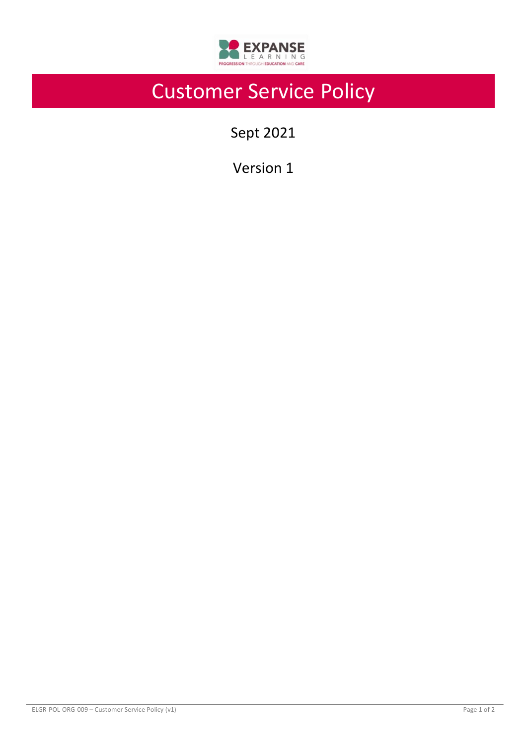# Customer Service Policy

Sept 2021

Version 1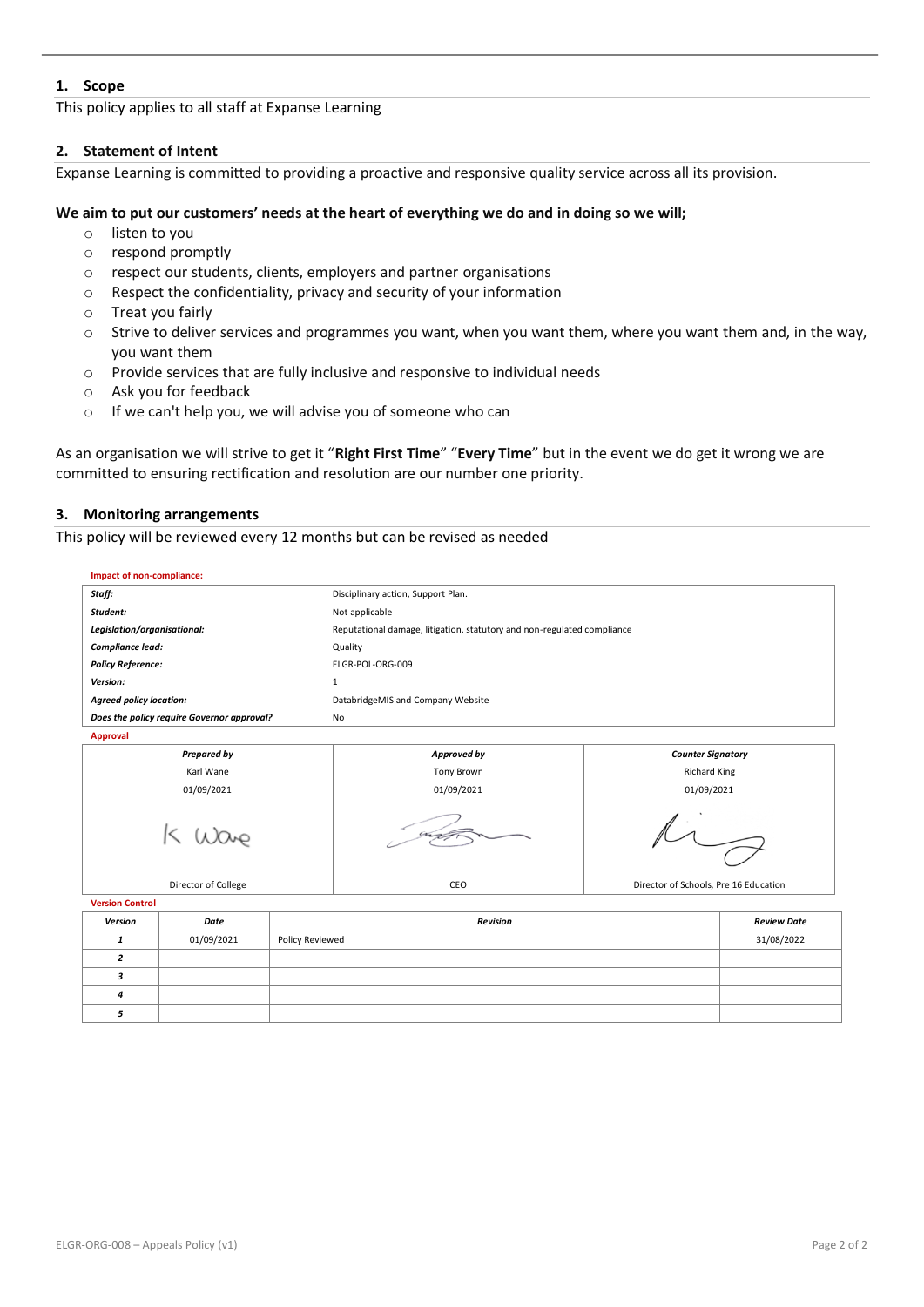## 1. Scope

This policy applies to all staff at Expanse Learning

## 2. Statement of Intent

Expanse Learning is committed to providing a proactive and responsive quality service across all its provision.

**We aim to put our customers' needs at the heart of everything we do and in doing so we will;**

- listen to you
- respond promptly
- respect our students, clients, employers and partner organisations
- Respect the confidentiality, privacy and security of your information
- Treat you fairly
- Strive to deliver services and programmes you want, when you want them, where you want them and, in the way, you want them
- Provide services that are fully inclusive and responsive to individual needs
- Ask you for feedback
- If we can't help you, we will advise you of someone who can

As an organisation we will strive to get it "**Right First Time**" "**Every Time**" but in the event we do get it wrong we are committed to ensuring rectification and resolution are our number one priority.

## 3. Monitoring arrangements

This policy will be reviewed every 12 months but can be revised as needed

**Impact of non-compliance:**

| | |
|---|---|
| ***Staff:*** | Disciplinary action, Support Plan. |
| ***Student:*** | Not applicable |
| ***Legislation/organisational:*** | Reputational damage, litigation, statutory and non-regulated compliance |
| ***Compliance lead:*** | Quality |
| ***Policy Reference:*** | ELGR-POL-ORG-009 |
| ***Version:*** | 1 |
| ***Agreed policy location:*** | DatabridgeMIS and Company Website |
| ***Does the policy require Governor approval?*** | No |

**Approval**

| *Prepared by* | *Approved by* | *Counter Signatory* |
|---|---|---|
| Karl Wane | Tony Brown | Richard King |
| 01/09/2021 | 01/09/2021 | 01/09/2021 |
| K Wane | [signature] | [signature] |
| Director of College | CEO | Director of Schools, Pre 16 Education |

**Version Control**

| *Version* | *Date* | *Revision* | *Review Date* |
|---|---|---|---|
| *1* | 01/09/2021 | Policy Reviewed | 31/08/2022 |
| *2* | | | |
| *3* | | | |
| *4* | | | |
| *5* | | | |